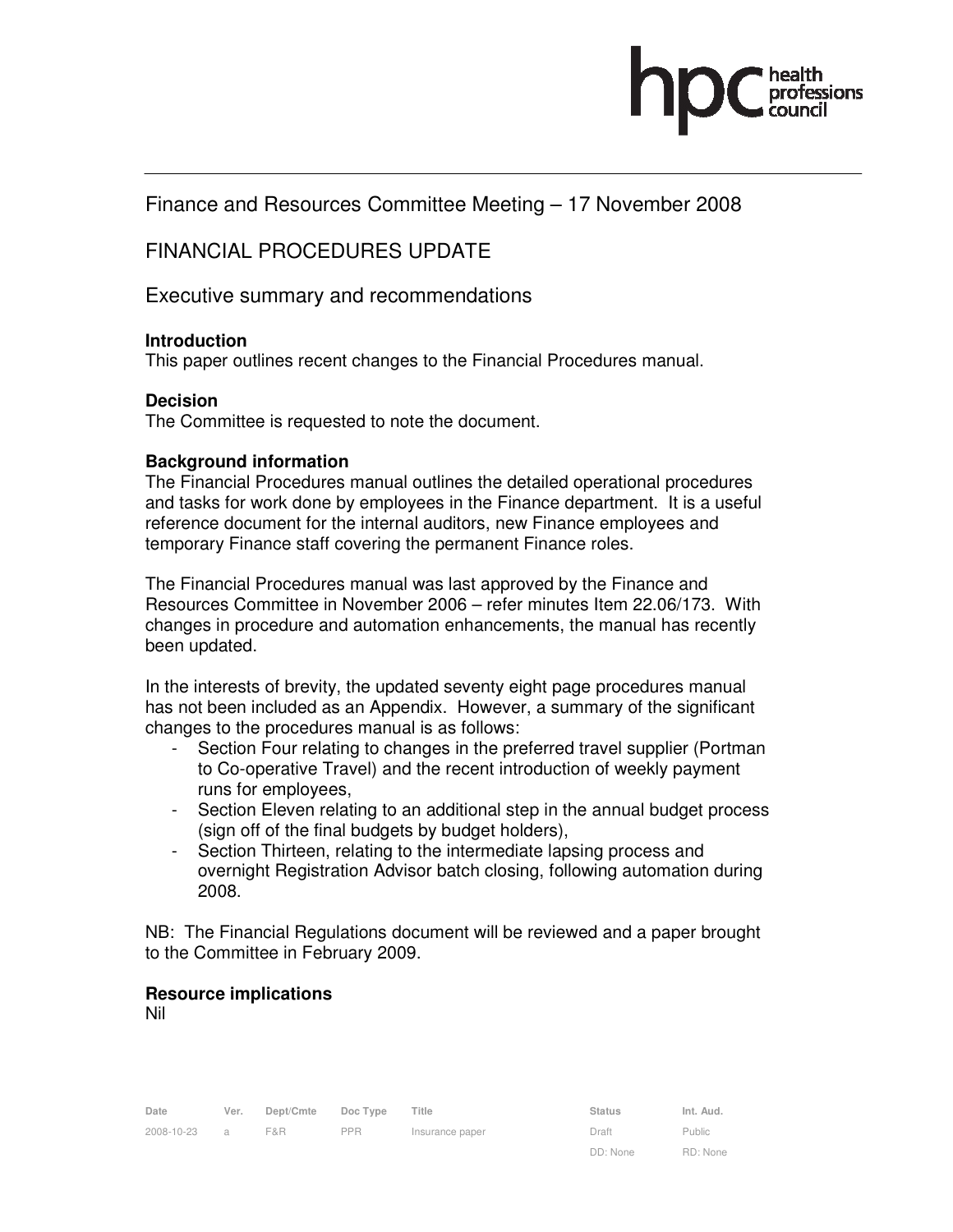# Finance and Resources Committee Meeting – 17 November 2008

## FINANCIAL PROCEDURES UPDATE

## Executive summary and recommendations

### Introduction

This paper outlines recent changes to the Financial Procedures manual.

### Decision

The Committee is requested to note the document.

### Background information

The Financial Procedures manual outlines the detailed operational procedures and tasks for work done by employees in the Finance department. It is a useful reference document for the internal auditors, new Finance employees and temporary Finance staff covering the permanent Finance roles.

The Financial Procedures manual was last approved by the Finance and Resources Committee in November 2006 – refer minutes Item 22.06/173. With changes in procedure and automation enhancements, the manual has recently been updated.

In the interests of brevity, the updated seventy eight page procedures manual has not been included as an Appendix. However, a summary of the significant changes to the procedures manual is as follows:

- Section Four relating to changes in the preferred travel supplier (Portman to Co-operative Travel) and the recent introduction of weekly payment runs for employees,
- Section Eleven relating to an additional step in the annual budget process (sign off of the final budgets by budget holders),
- Section Thirteen, relating to the intermediate lapsing process and overnight Registration Advisor batch closing, following automation during 2008.

NB: The Financial Regulations document will be reviewed and a paper brought to the Committee in February 2009.

### Resource implications

Nil

| Date | Ver. | Dept/Cmte | Doc Type | Title | Status | Int. Aud. |
|---|---|---|---|---|---|---|
| 2008-10-23 | a | F&R | PPR | Insurance paper | Draft | Public |
| | | | | | DD: None | RD: None |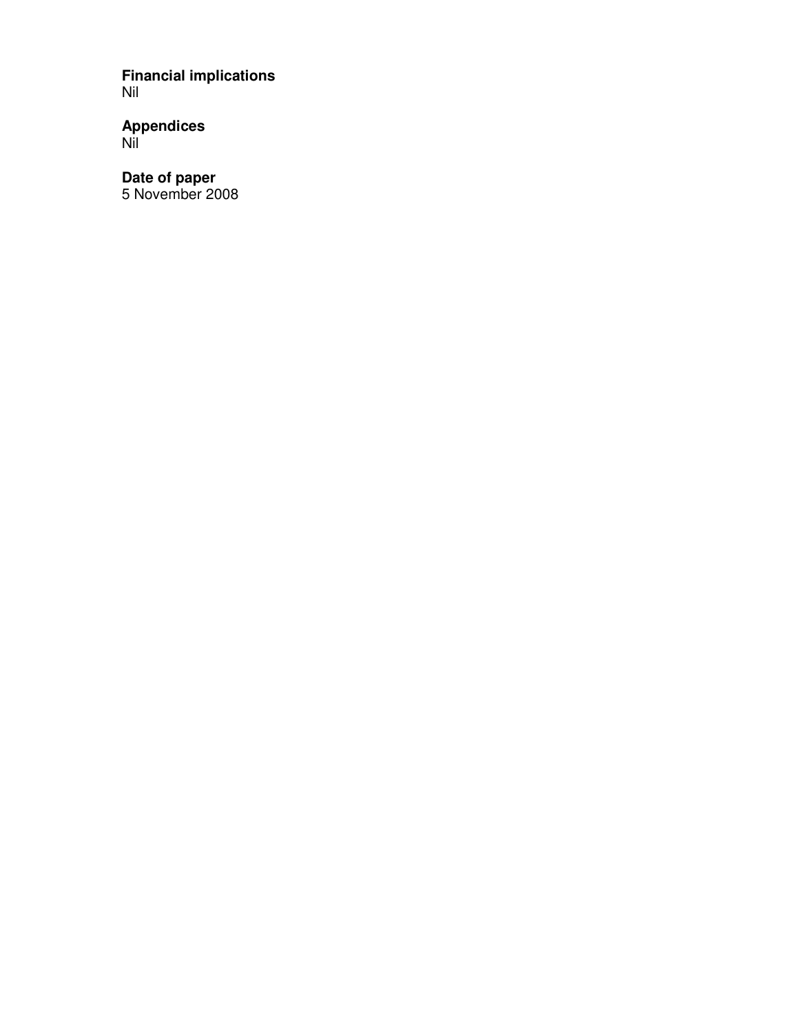**Financial implications**
Nil

**Appendices**
Nil

**Date of paper**
5 November 2008